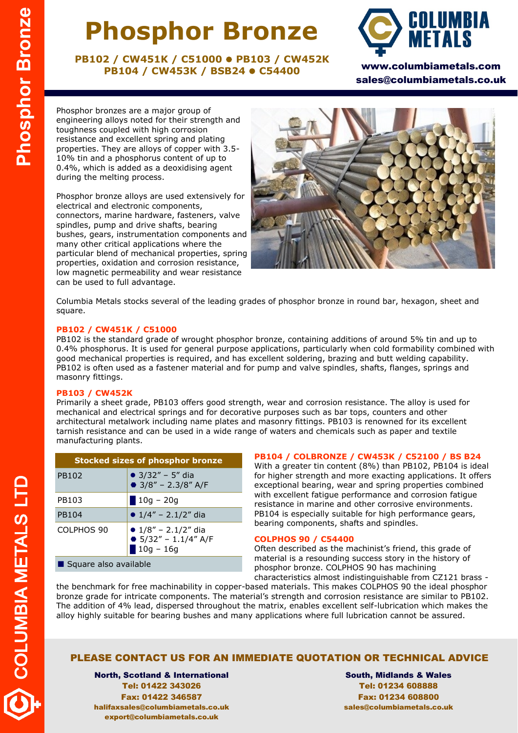# Phosphor Bronze

**PB102 / CW451K / C51000 • PB103 / CW452K**
**PB104 / CW453K / BSB24 • C54400**

**COLUMBIA METALS**
**www.columbiametals.com**
**sales@columbiametals.co.uk**

Phosphor bronzes are a major group of engineering alloys noted for their strength and toughness coupled with high corrosion resistance and excellent spring and plating properties. They are alloys of copper with 3.5-10% tin and a phosphorus content of up to 0.4%, which is added as a deoxidising agent during the melting process.

Phosphor bronze alloys are used extensively for electrical and electronic components, connectors, marine hardware, fasteners, valve spindles, pump and drive shafts, bearing bushes, gears, instrumentation components and many other critical applications where the particular blend of mechanical properties, spring properties, oxidation and corrosion resistance, low magnetic permeability and wear resistance can be used to full advantage.

Columbia Metals stocks several of the leading grades of phosphor bronze in round bar, hexagon, sheet and square.

### PB102 / CW451K / C51000

PB102 is the standard grade of wrought phosphor bronze, containing additions of around 5% tin and up to 0.4% phosphorus. It is used for general purpose applications, particularly when cold formability combined with good mechanical properties is required, and has excellent soldering, brazing and butt welding capability. PB102 is often used as a fastener material and for pump and valve spindles, shafts, flanges, springs and masonry fittings.

### PB103 / CW452K

Primarily a sheet grade, PB103 offers good strength, wear and corrosion resistance. The alloy is used for mechanical and electrical springs and for decorative purposes such as bar tops, counters and other architectural metalwork including name plates and masonry fittings. PB103 is renowned for its excellent tarnish resistance and can be used in a wide range of waters and chemicals such as paper and textile manufacturing plants.

| Stocked sizes of phosphor bronze | |
|---|---|
| PB102 | ● 3/32" – 5" dia<br>⬢ 3/8" – 2.3/8" A/F |
| PB103 | ▌10g – 20g |
| PB104 | ● 1/4" – 2.1/2" dia |
| COLPHOS 90 | ● 1/8" – 2.1/2" dia<br>⬢ 5/32" – 1.1/4" A/F<br>▌10g – 16g |
| ■ Square also available | |

### PB104 / COLBRONZE / CW453K / C52100 / BS B24

With a greater tin content (8%) than PB102, PB104 is ideal for higher strength and more exacting applications. It offers exceptional bearing, wear and spring properties combined with excellent fatigue performance and corrosion fatigue resistance in marine and other corrosive environments. PB104 is especially suitable for high performance gears, bearing components, shafts and spindles.

### COLPHOS 90 / C54400

Often described as the machinist's friend, this grade of material is a resounding success story in the history of phosphor bronze. COLPHOS 90 has machining characteristics almost indistinguishable from CZ121 brass - the benchmark for free machinability in copper-based materials. This makes COLPHOS 90 the ideal phosphor bronze grade for intricate components. The material's strength and corrosion resistance are similar to PB102. The addition of 4% lead, dispersed throughout the matrix, enables excellent self-lubrication which makes the alloy highly suitable for bearing bushes and many applications where full lubrication cannot be assured.

## PLEASE CONTACT US FOR AN IMMEDIATE QUOTATION OR TECHNICAL ADVICE

**North, Scotland & International**
Tel: 01422 343026
Fax: 01422 346587
halifaxsales@columbiametals.co.uk
export@columbiametals.co.uk

**South, Midlands & Wales**
Tel: 01234 608888
Fax: 01234 608800
sales@columbiametals.co.uk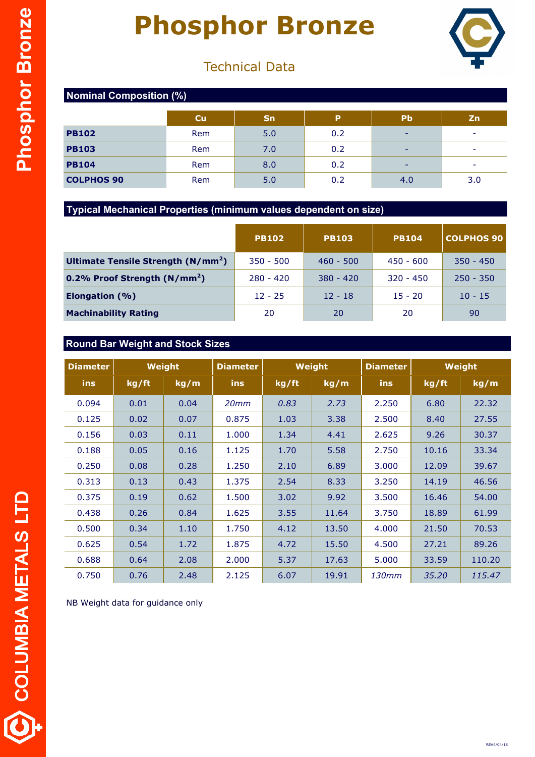# Phosphor Bronze

Technical Data

## Nominal Composition (%)

| | Cu | Sn | P | Pb | Zn |
|---|---|---|---|---|---|
| **PB102** | Rem | 5.0 | 0.2 | - | - |
| **PB103** | Rem | 7.0 | 0.2 | - | - |
| **PB104** | Rem | 8.0 | 0.2 | - | - |
| **COLPHOS 90** | Rem | 5.0 | 0.2 | 4.0 | 3.0 |

## Typical Mechanical Properties (minimum values dependent on size)

| | PB102 | PB103 | PB104 | COLPHOS 90 |
|---|---|---|---|---|
| **Ultimate Tensile Strength ($N/mm^2$)** | 350 - 500 | 460 - 500 | 450 - 600 | 350 - 450 |
| **0.2% Proof Strength ($N/mm^2$)** | 280 - 420 | 380 - 420 | 320 - 450 | 250 - 350 |
| **Elongation (%)** | 12 - 25 | 12 - 18 | 15 - 20 | 10 - 15 |
| **Machinability Rating** | 20 | 20 | 20 | 90 |

## Round Bar Weight and Stock Sizes

| Diameter | Weight | | Diameter | Weight | | Diameter | Weight | |
|---|---|---|---|---|---|---|---|---|
| ins | kg/ft | kg/m | ins | kg/ft | kg/m | ins | kg/ft | kg/m |
| 0.094 | 0.01 | 0.04 | *20mm* | *0.83* | *2.73* | 2.250 | 6.80 | 22.32 |
| 0.125 | 0.02 | 0.07 | 0.875 | 1.03 | 3.38 | 2.500 | 8.40 | 27.55 |
| 0.156 | 0.03 | 0.11 | 1.000 | 1.34 | 4.41 | 2.625 | 9.26 | 30.37 |
| 0.188 | 0.05 | 0.16 | 1.125 | 1.70 | 5.58 | 2.750 | 10.16 | 33.34 |
| 0.250 | 0.08 | 0.28 | 1.250 | 2.10 | 6.89 | 3.000 | 12.09 | 39.67 |
| 0.313 | 0.13 | 0.43 | 1.375 | 2.54 | 8.33 | 3.250 | 14.19 | 46.56 |
| 0.375 | 0.19 | 0.62 | 1.500 | 3.02 | 9.92 | 3.500 | 16.46 | 54.00 |
| 0.438 | 0.26 | 0.84 | 1.625 | 3.55 | 11.64 | 3.750 | 18.89 | 61.99 |
| 0.500 | 0.34 | 1.10 | 1.750 | 4.12 | 13.50 | 4.000 | 21.50 | 70.53 |
| 0.625 | 0.54 | 1.72 | 1.875 | 4.72 | 15.50 | 4.500 | 27.21 | 89.26 |
| 0.688 | 0.64 | 2.08 | 2.000 | 5.37 | 17.63 | 5.000 | 33.59 | 110.20 |
| 0.750 | 0.76 | 2.48 | 2.125 | 6.07 | 19.91 | *130mm* | *35.20* | *115.47* |

NB Weight data for guidance only

COLUMBIA METALS LTD

REV4/04/18